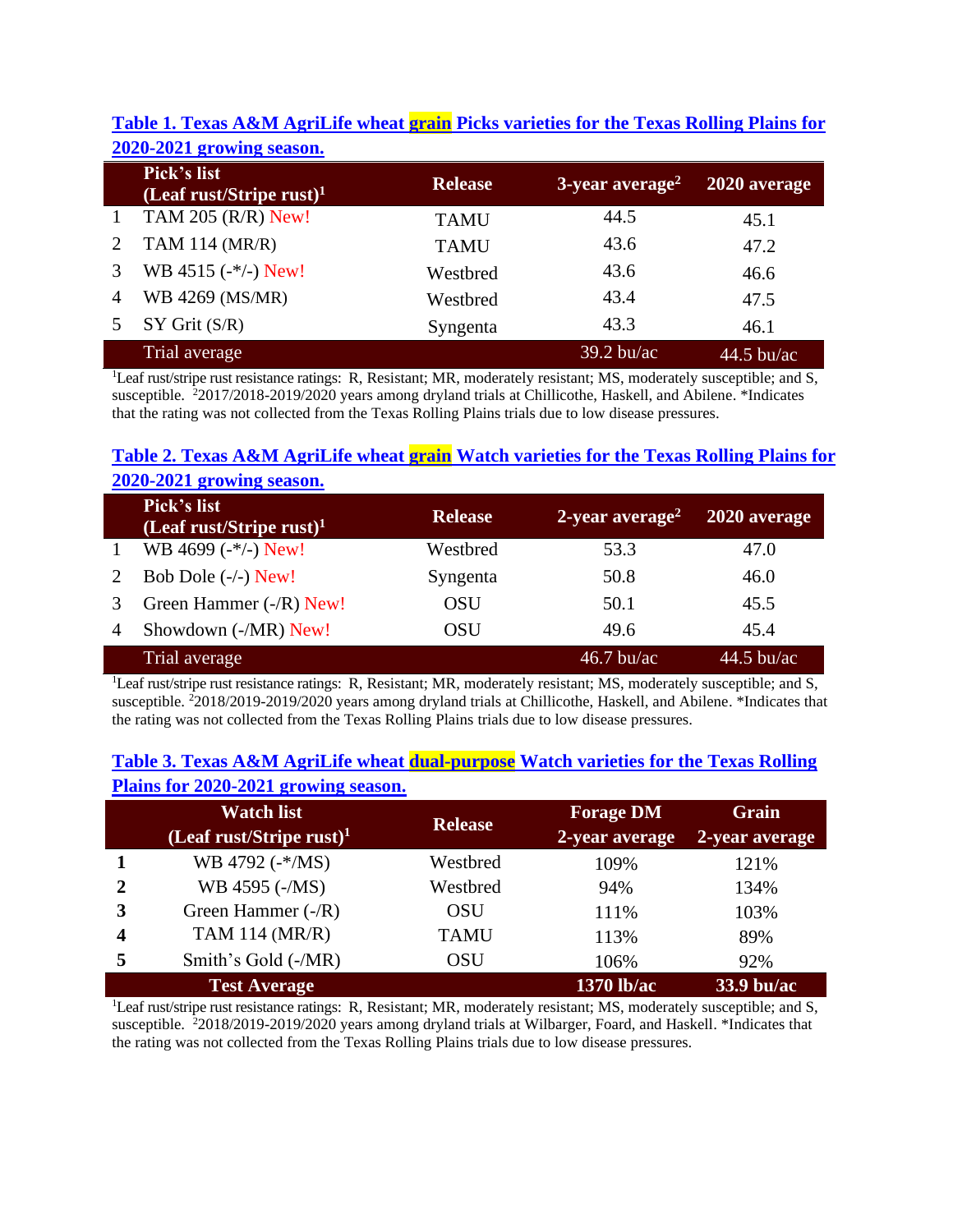**Table 1. Texas A&M AgriLife wheat grain Picks varieties for the Texas Rolling Plains for 2020-2021 growing season.**

| | Pick's list (Leaf rust/Stripe rust)[1] | Release | 3-year average[2] | 2020 average |
|---|---|---|---|---|
| 1 | TAM 205 (R/R) New! | TAMU | 44.5 | 45.1 |
| 2 | TAM 114 (MR/R) | TAMU | 43.6 | 47.2 |
| 3 | WB 4515 (-*/-) New! | Westbred | 43.6 | 46.6 |
| 4 | WB 4269 (MS/MR) | Westbred | 43.4 | 47.5 |
| 5 | SY Grit (S/R) | Syngenta | 43.3 | 46.1 |
| | Trial average | | 39.2 bu/ac | 44.5 bu/ac |

[1]Leaf rust/stripe rust resistance ratings: R, Resistant; MR, moderately resistant; MS, moderately susceptible; and S, susceptible. [2]2017/2018-2019/2020 years among dryland trials at Chillicothe, Haskell, and Abilene. *Indicates that the rating was not collected from the Texas Rolling Plains trials due to low disease pressures.

**Table 2. Texas A&M AgriLife wheat grain Watch varieties for the Texas Rolling Plains for 2020-2021 growing season.**

| | Pick's list (Leaf rust/Stripe rust)[1] | Release | 2-year average[2] | 2020 average |
|---|---|---|---|---|
| 1 | WB 4699 (-*/-) New! | Westbred | 53.3 | 47.0 |
| 2 | Bob Dole (-/-) New! | Syngenta | 50.8 | 46.0 |
| 3 | Green Hammer (-/R) New! | OSU | 50.1 | 45.5 |
| 4 | Showdown (-/MR) New! | OSU | 49.6 | 45.4 |
| | Trial average | | 46.7 bu/ac | 44.5 bu/ac |

[1]Leaf rust/stripe rust resistance ratings: R, Resistant; MR, moderately resistant; MS, moderately susceptible; and S, susceptible. [2]2018/2019-2019/2020 years among dryland trials at Chillicothe, Haskell, and Abilene. *Indicates that the rating was not collected from the Texas Rolling Plains trials due to low disease pressures.

**Table 3. Texas A&M AgriLife wheat dual-purpose Watch varieties for the Texas Rolling Plains for 2020-2021 growing season.**

| | Watch list (Leaf rust/Stripe rust)[1] | Release | Forage DM 2-year average | Grain 2-year average |
|---|---|---|---|---|
| **1** | WB 4792 (-*/MS) | Westbred | 109% | 121% |
| **2** | WB 4595 (-/MS) | Westbred | 94% | 134% |
| **3** | Green Hammer (-/R) | OSU | 111% | 103% |
| **4** | TAM 114 (MR/R) | TAMU | 113% | 89% |
| **5** | Smith's Gold (-/MR) | OSU | 106% | 92% |
| | **Test Average** | | **1370 lb/ac** | **33.9 bu/ac** |

[1]Leaf rust/stripe rust resistance ratings: R, Resistant; MR, moderately resistant; MS, moderately susceptible; and S, susceptible. [2]2018/2019-2019/2020 years among dryland trials at Wilbarger, Foard, and Haskell. *Indicates that the rating was not collected from the Texas Rolling Plains trials due to low disease pressures.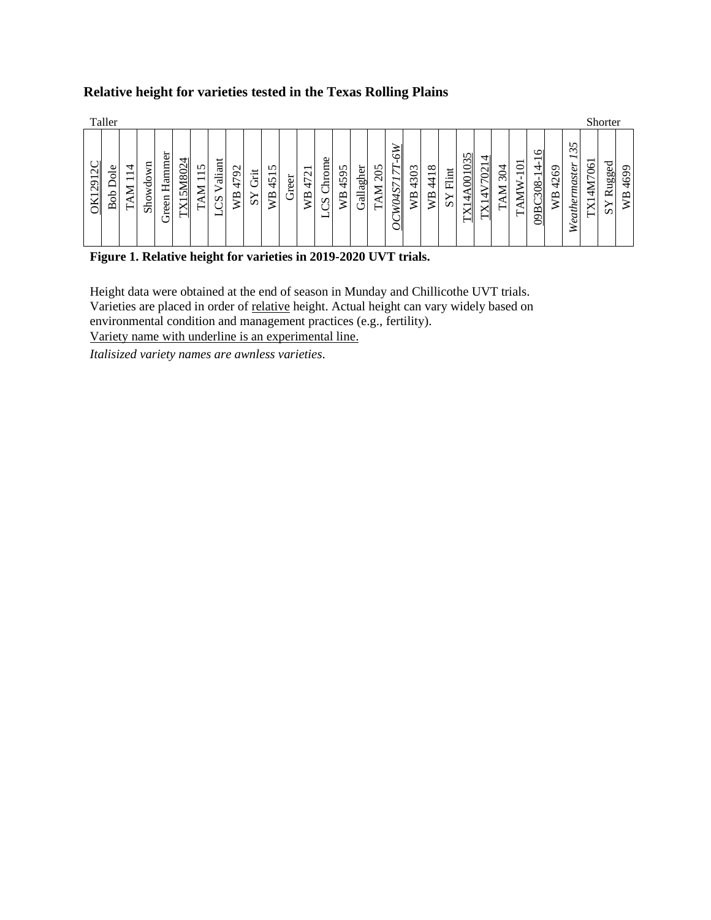## Relative height for varieties tested in the Texas Rolling Plains

Taller ← → Shorter

| | | | | | | | | | | | | | | | | | | | | | | | | | | | | | | |
|---|---|---|---|---|---|---|---|---|---|---|---|---|---|---|---|---|---|---|---|---|---|---|---|---|---|---|---|---|---|---|
| <u>OK12912C</u> | Bob Dole | TAM 114 | Showdown | Green Hammer | <u>TX15M8024</u> | TAM 115 | LCS Valiant | WB 4792 | SY Grit | WB 4515 | Greer | WB 4721 | LCS Chrome | WB 4595 | Gallagher | TAM 205 | <u>*OCW04S717T-6W*</u> | WB 4303 | WB 4418 | SY Flint | <u>TX14A001035</u> | <u>TX14V70214</u> | TAM 304 | TAMW-101 | <u>09BC308-14-16</u> | WB 4269 | *Weathermaster 135* | TX14M7061 | SY Rugged | WB 4699 |

**Figure 1. Relative height for varieties in 2019-2020 UVT trials.**

Height data were obtained at the end of season in Munday and Chillicothe UVT trials. Varieties are placed in order of <u>relative</u> height. Actual height can vary widely based on environmental condition and management practices (e.g., fertility).

<u>Variety name with underline is an experimental line.</u>

*Italisized variety names are awnless varieties.*